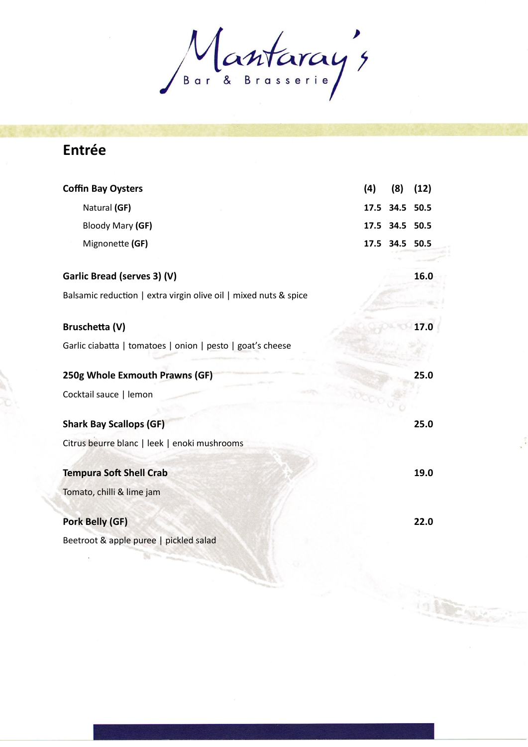# Mantaray's

Bar & Brasserie

## Entrée

| Coffin Bay Oysters | (4) | (8) | (12) |
|---|---|---|---|
| Natural **(GF)** | 17.5 | 34.5 | 50.5 |
| Bloody Mary **(GF)** | 17.5 | 34.5 | 50.5 |
| Mignonette **(GF)** | 17.5 | 34.5 | 50.5 |

**Garlic Bread (serves 3) (V)** **16.0**

Balsamic reduction | extra virgin olive oil | mixed nuts & spice

**Bruschetta (V)** **17.0**

Garlic ciabatta | tomatoes | onion | pesto | goat's cheese

**250g Whole Exmouth Prawns (GF)** **25.0**

Cocktail sauce | lemon

**Shark Bay Scallops (GF)** **25.0**

Citrus beurre blanc | leek | enoki mushrooms

**Tempura Soft Shell Crab** **19.0**

Tomato, chilli & lime jam

**Pork Belly (GF)** **22.0**

Beetroot & apple puree | pickled salad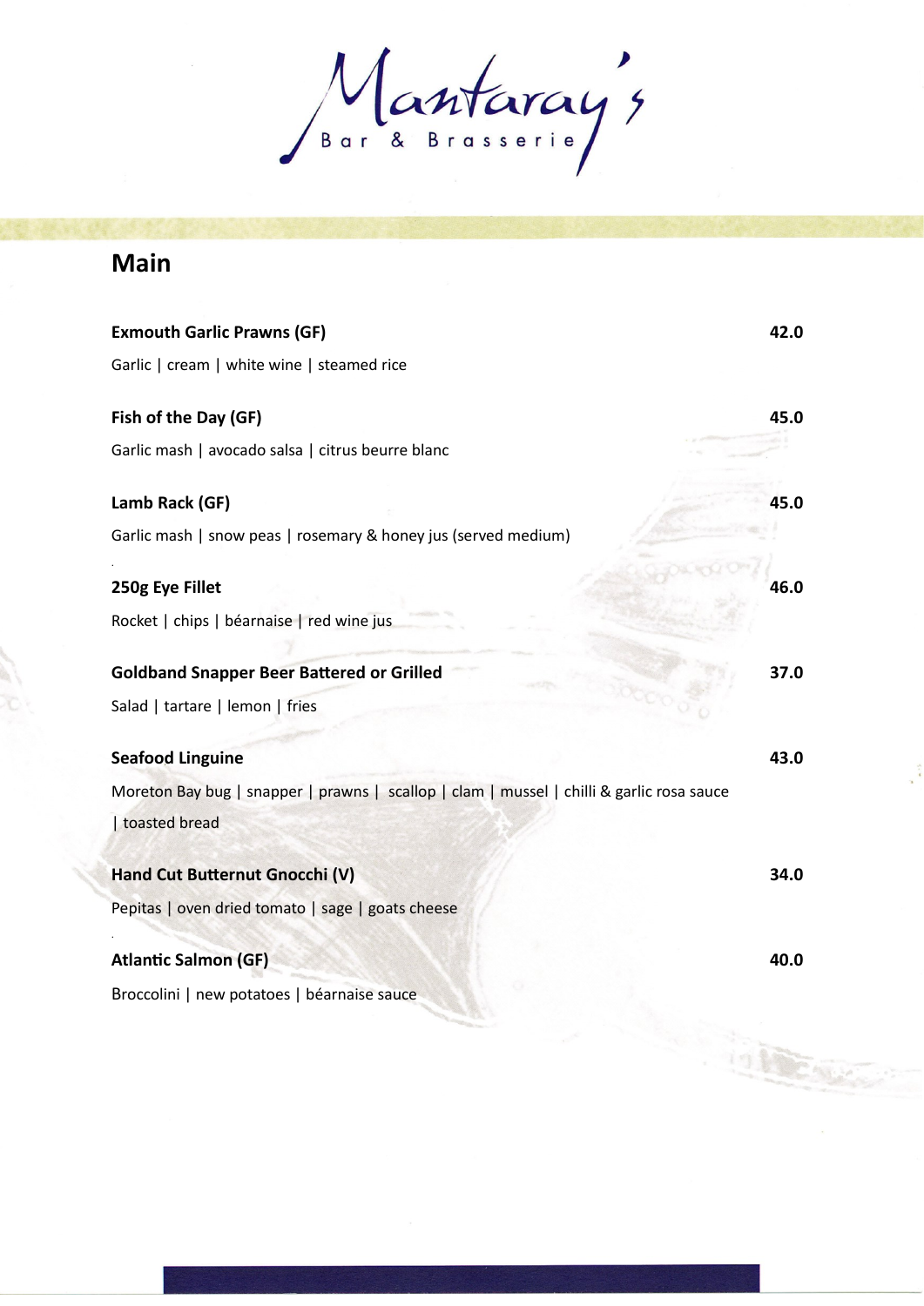Mantaray's
Bar & Brasserie

## Main

**Exmouth Garlic Prawns (GF)** **42.0**

Garlic | cream | white wine | steamed rice

**Fish of the Day (GF)** **45.0**

Garlic mash | avocado salsa | citrus beurre blanc

**Lamb Rack (GF)** **45.0**

Garlic mash | snow peas | rosemary & honey jus (served medium)

**250g Eye Fillet** **46.0**

Rocket | chips | béarnaise | red wine jus

**Goldband Snapper Beer Battered or Grilled** **37.0**

Salad | tartare | lemon | fries

**Seafood Linguine** **43.0**

Moreton Bay bug | snapper | prawns | scallop | clam | mussel | chilli & garlic rosa sauce | toasted bread

**Hand Cut Butternut Gnocchi (V)** **34.0**

Pepitas | oven dried tomato | sage | goats cheese

**Atlantic Salmon (GF)** **40.0**

Broccolini | new potatoes | béarnaise sauce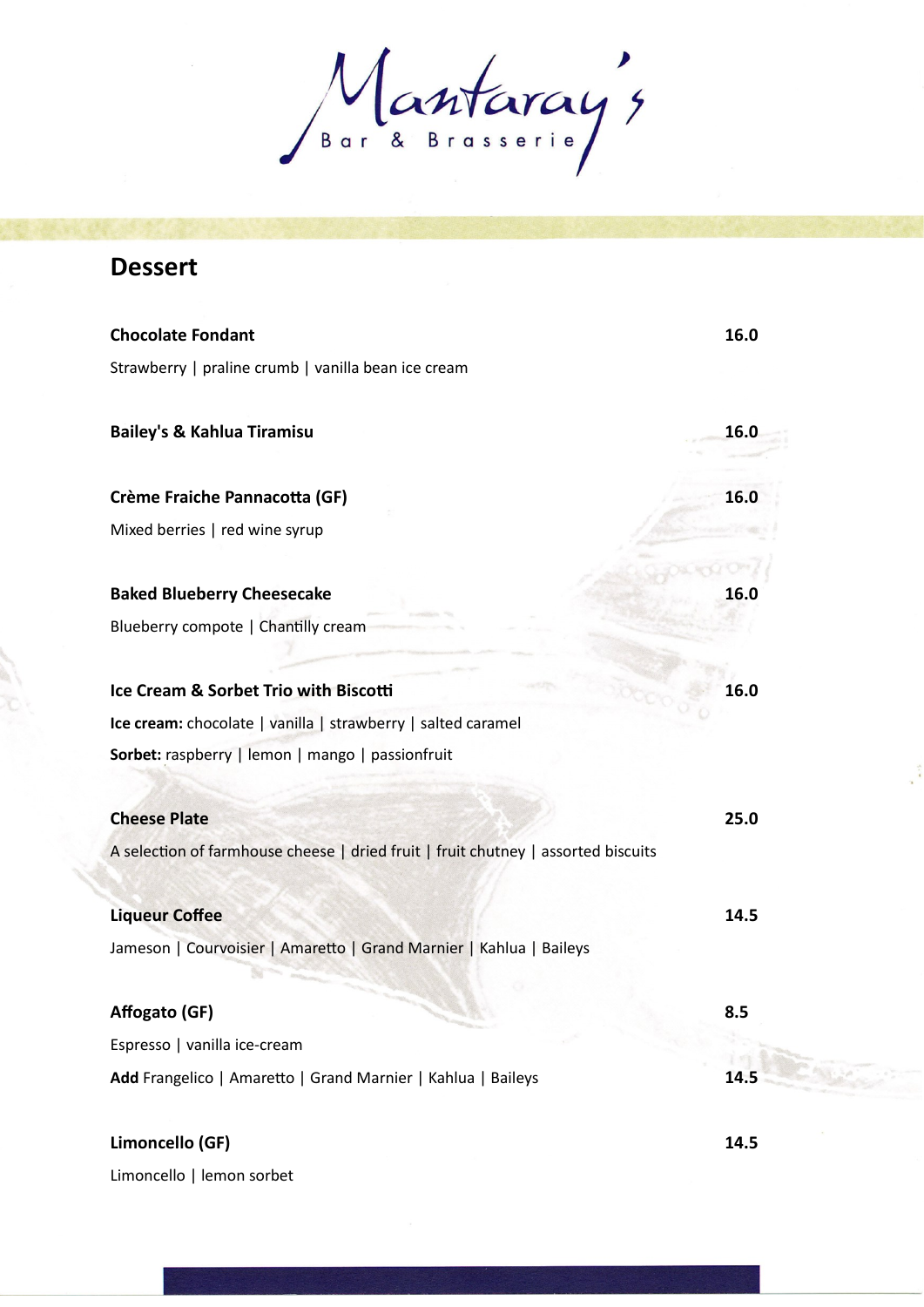# Mantaray's

Bar & Brasserie

## Dessert

**Chocolate Fondant** **16.0**

Strawberry | praline crumb | vanilla bean ice cream

**Bailey's & Kahlua Tiramisu** **16.0**

**Crème Fraiche Pannacotta (GF)** **16.0**

Mixed berries | red wine syrup

**Baked Blueberry Cheesecake** **16.0**

Blueberry compote | Chantilly cream

**Ice Cream & Sorbet Trio with Biscotti** **16.0**

**Ice cream:** chocolate | vanilla | strawberry | salted caramel

**Sorbet:** raspberry | lemon | mango | passionfruit

**Cheese Plate** **25.0**

A selection of farmhouse cheese | dried fruit | fruit chutney | assorted biscuits

**Liqueur Coffee** **14.5**

Jameson | Courvoisier | Amaretto | Grand Marnier | Kahlua | Baileys

**Affogato (GF)** **8.5**

Espresso | vanilla ice-cream

**Add** Frangelico | Amaretto | Grand Marnier | Kahlua | Baileys **14.5**

**Limoncello (GF)** **14.5**

Limoncello | lemon sorbet